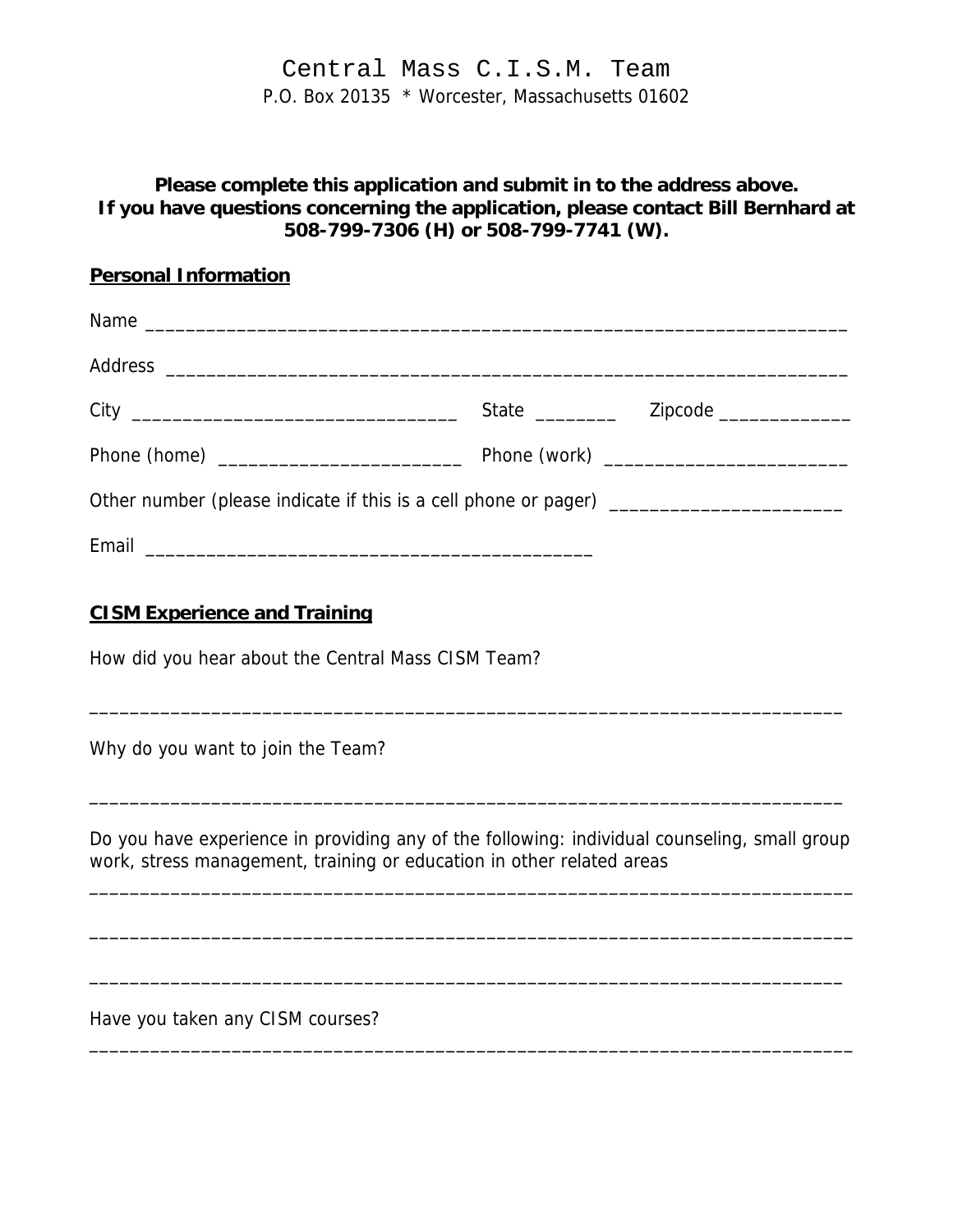# Central Mass C.I.S.M. Team

P.O. Box 20135 * Worcester, Massachusetts 01602

**Please complete this application and submit in to the address above.**
**If you have questions concerning the application, please contact Bill Bernhard at 508-799-7306 (H) or 508-799-7741 (W).**

## Personal Information

Name ______________________________________________________________________

Address ____________________________________________________________________

City ________________________________ State ________ Zipcode _____________

Phone (home) ________________________ Phone (work) ________________________

Other number (please indicate if this is a cell phone or pager) ______________________

Email ____________________________________________

## CISM Experience and Training

How did you hear about the Central Mass CISM Team?

___________________________________________________________________________

Why do you want to join the Team?

___________________________________________________________________________

Do you have experience in providing any of the following: individual counseling, small group work, stress management, training or education in other related areas

___________________________________________________________________________

___________________________________________________________________________

___________________________________________________________________________

Have you taken any CISM courses?

___________________________________________________________________________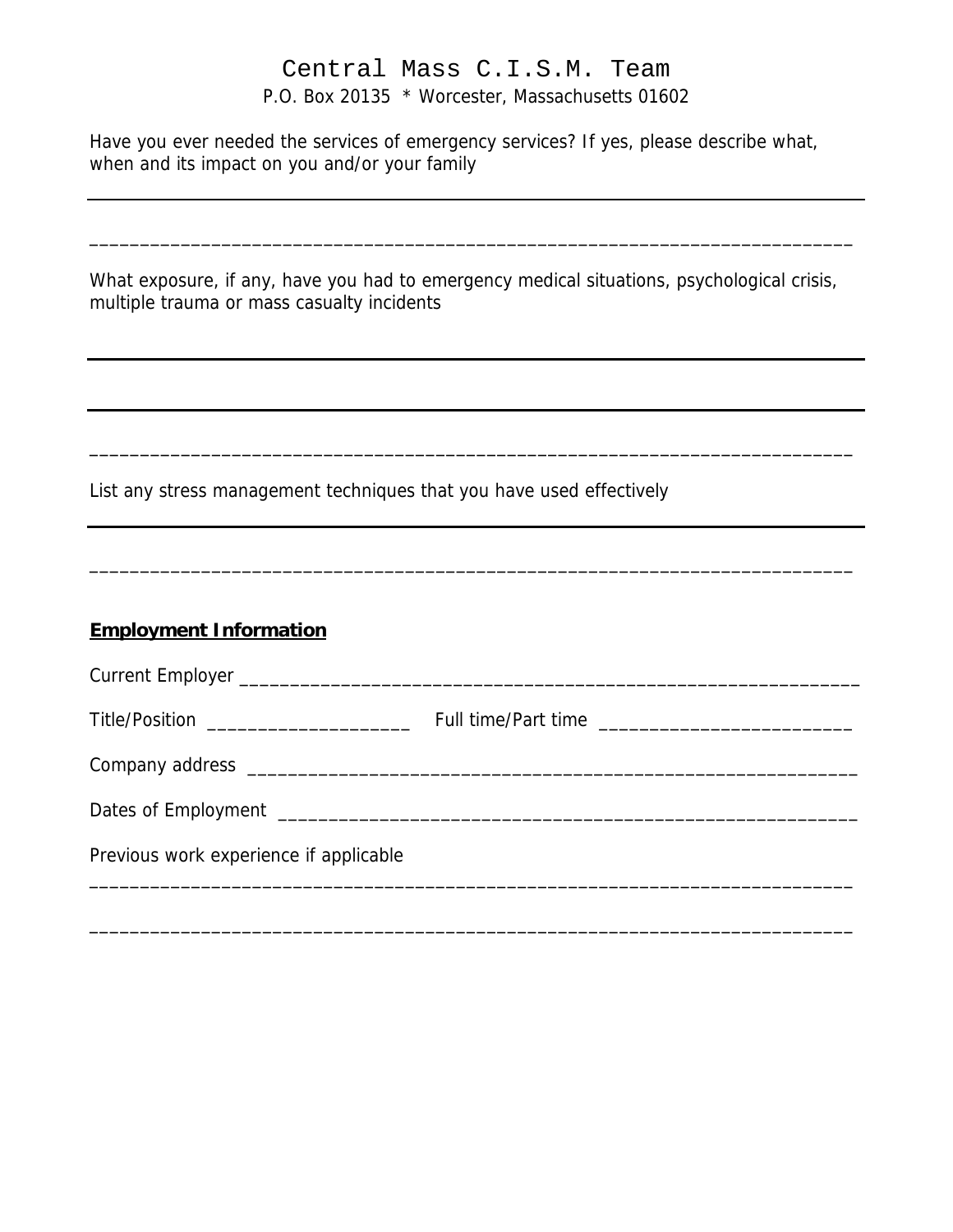Central Mass C.I.S.M. Team

P.O. Box 20135 * Worcester, Massachusetts 01602

Have you ever needed the services of emergency services? If yes, please describe what, when and its impact on you and/or your family

______________________________________________________________________________

______________________________________________________________________________

What exposure, if any, have you had to emergency medical situations, psychological crisis, multiple trauma or mass casualty incidents

______________________________________________________________________________

______________________________________________________________________________

______________________________________________________________________________

List any stress management techniques that you have used effectively

______________________________________________________________________________

______________________________________________________________________________

**Employment Information**

Current Employer _______________________________________________________________

Title/Position ____________________ Full time/Part time ________________________

Company address _______________________________________________________________

Dates of Employment ____________________________________________________________

Previous work experience if applicable

______________________________________________________________________________

______________________________________________________________________________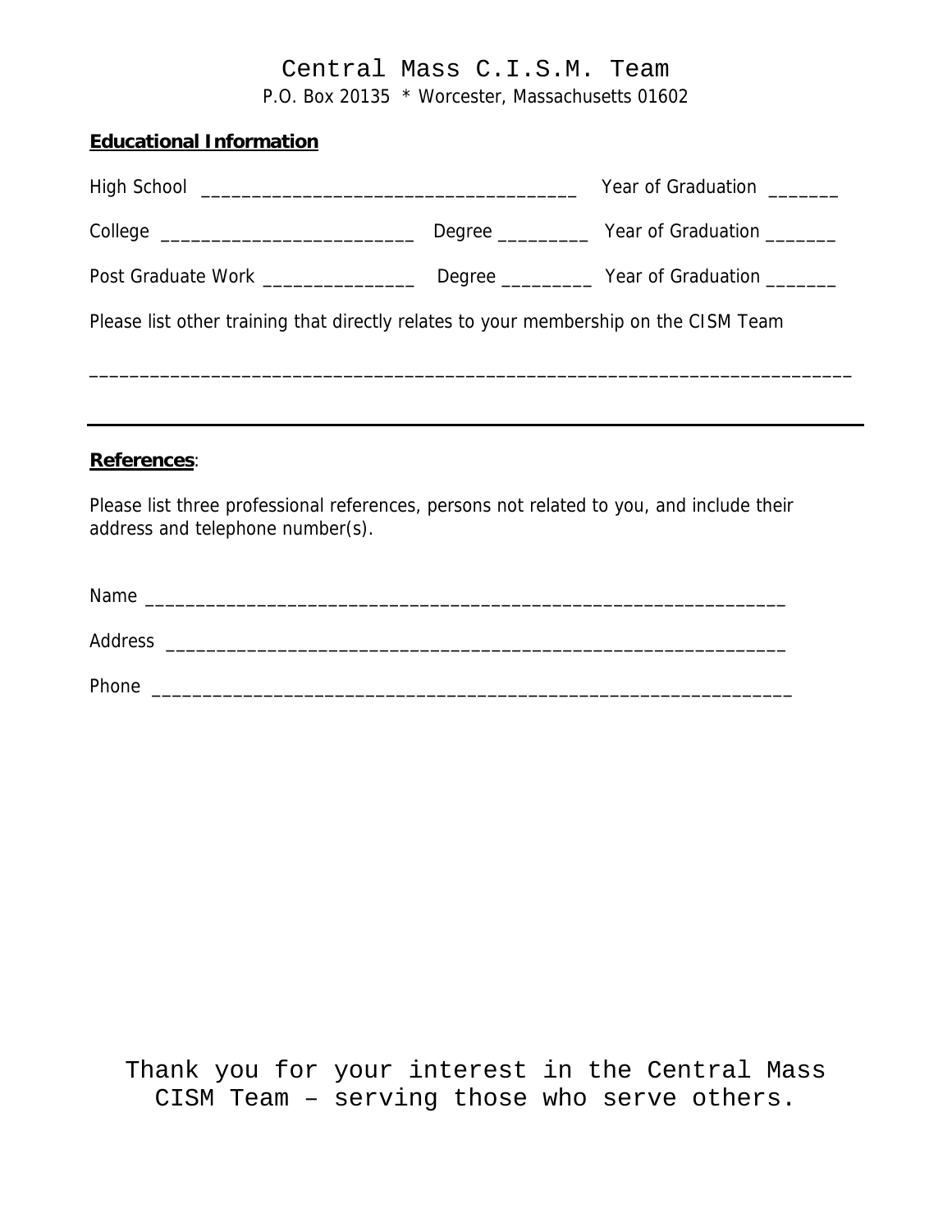Central Mass C.I.S.M. Team

P.O. Box 20135 * Worcester, Massachusetts 01602

**Educational Information**

High School ______________________________________ Year of Graduation _______

College __________________________ Degree _________ Year of Graduation _______

Post Graduate Work ________________ Degree _________ Year of Graduation _______

Please list other training that directly relates to your membership on the CISM Team

_____________________________________________________________________________

---

**References**:

Please list three professional references, persons not related to you, and include their address and telephone number(s).

Name _________________________________________________________________

Address _______________________________________________________________

Phone _________________________________________________________________

Thank you for your interest in the Central Mass CISM Team – serving those who serve others.